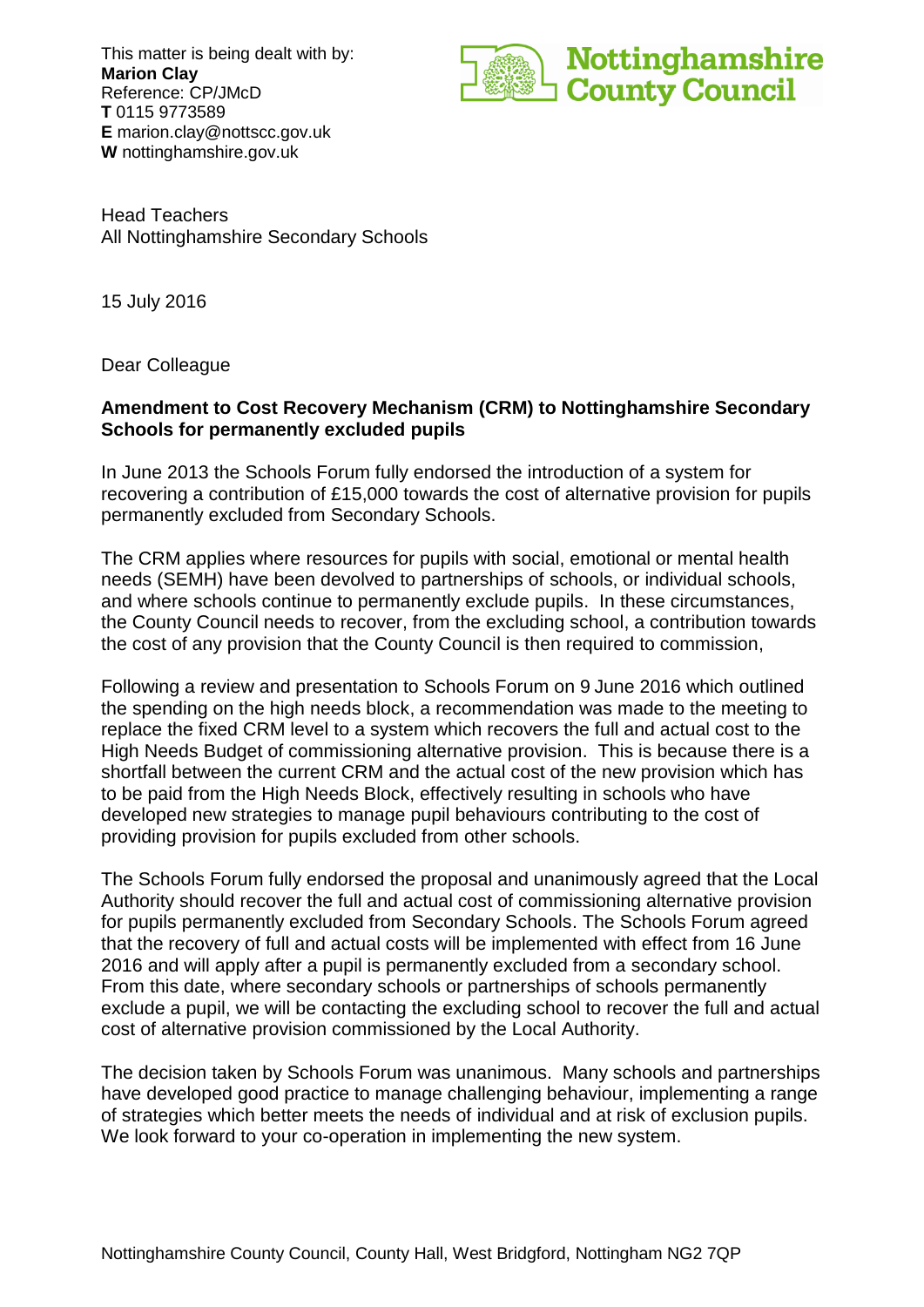This matter is being dealt with by:
**Marion Clay**
Reference: CP/JMcD
**T** 0115 9773589
**E** marion.clay@nottscc.gov.uk
**W** nottinghamshire.gov.uk

**Nottinghamshire County Council**

Head Teachers
All Nottinghamshire Secondary Schools

15 July 2016

Dear Colleague

**Amendment to Cost Recovery Mechanism (CRM) to Nottinghamshire Secondary Schools for permanently excluded pupils**

In June 2013 the Schools Forum fully endorsed the introduction of a system for recovering a contribution of £15,000 towards the cost of alternative provision for pupils permanently excluded from Secondary Schools.

The CRM applies where resources for pupils with social, emotional or mental health needs (SEMH) have been devolved to partnerships of schools, or individual schools, and where schools continue to permanently exclude pupils. In these circumstances, the County Council needs to recover, from the excluding school, a contribution towards the cost of any provision that the County Council is then required to commission,

Following a review and presentation to Schools Forum on 9 June 2016 which outlined the spending on the high needs block, a recommendation was made to the meeting to replace the fixed CRM level to a system which recovers the full and actual cost to the High Needs Budget of commissioning alternative provision. This is because there is a shortfall between the current CRM and the actual cost of the new provision which has to be paid from the High Needs Block, effectively resulting in schools who have developed new strategies to manage pupil behaviours contributing to the cost of providing provision for pupils excluded from other schools.

The Schools Forum fully endorsed the proposal and unanimously agreed that the Local Authority should recover the full and actual cost of commissioning alternative provision for pupils permanently excluded from Secondary Schools. The Schools Forum agreed that the recovery of full and actual costs will be implemented with effect from 16 June 2016 and will apply after a pupil is permanently excluded from a secondary school. From this date, where secondary schools or partnerships of schools permanently exclude a pupil, we will be contacting the excluding school to recover the full and actual cost of alternative provision commissioned by the Local Authority.

The decision taken by Schools Forum was unanimous. Many schools and partnerships have developed good practice to manage challenging behaviour, implementing a range of strategies which better meets the needs of individual and at risk of exclusion pupils. We look forward to your co-operation in implementing the new system.

Nottinghamshire County Council, County Hall, West Bridgford, Nottingham NG2 7QP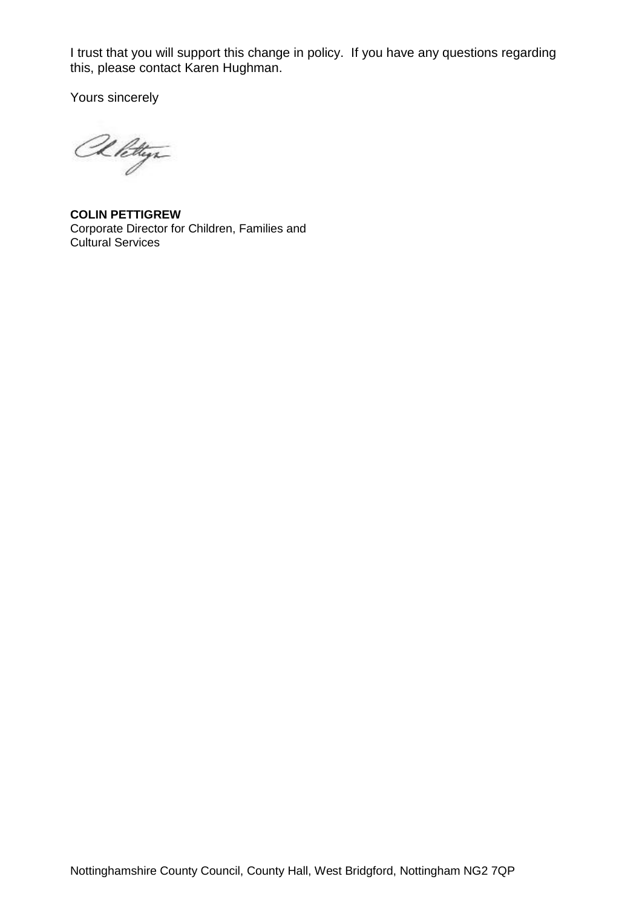I trust that you will support this change in policy. If you have any questions regarding this, please contact Karen Hughman.

Yours sincerely

**COLIN PETTIGREW**
Corporate Director for Children, Families and Cultural Services

Nottinghamshire County Council, County Hall, West Bridgford, Nottingham NG2 7QP